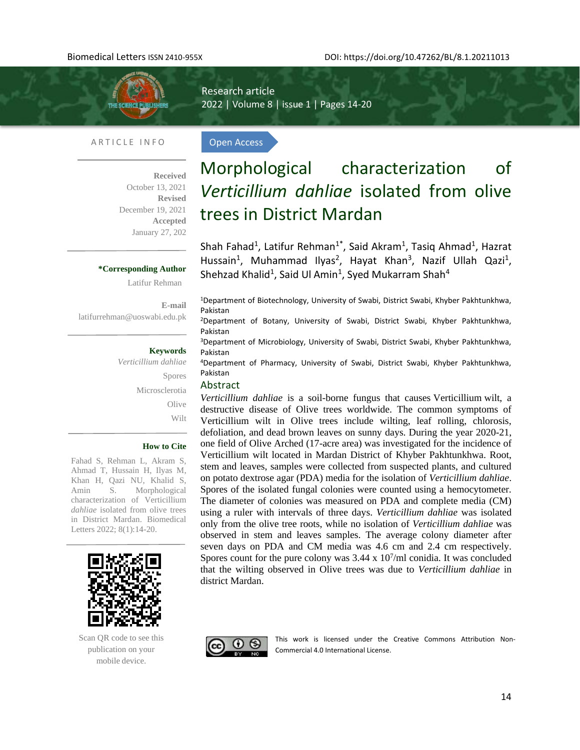Research article

Open Access

# Morphological characterization of *Verticillium dahliae* isolated from olive trees in District Mardan

Shah Fahad[1], Latifur Rehman[1*], Said Akram[1], Tasiq Ahmad[1], Hazrat Hussain[1], Muhammad Ilyas[2], Hayat Khan[3], Nazif Ullah Qazi[1], Shehzad Khalid[1], Said Ul Amin[1], Syed Mukarram Shah[4]

[1]Department of Biotechnology, University of Swabi, District Swabi, Khyber Pakhtunkhwa, Pakistan

[2]Department of Botany, University of Swabi, District Swabi, Khyber Pakhtunkhwa, Pakistan

[3]Department of Microbiology, University of Swabi, District Swabi, Khyber Pakhtunkhwa, Pakistan

[4]Department of Pharmacy, University of Swabi, District Swabi, Khyber Pakhtunkhwa, Pakistan

**ARTICLE INFO**

**Received** October 13, 2021
**Revised** December 19, 2021
**Accepted** January 27, 202

**\*Corresponding Author**
Latifur Rehman

**E-mail**
latifurrehman@uoswabi.edu.pk

**Keywords**
*Verticillium dahliae*
Spores
Microsclerotia
Olive
Wilt

**How to Cite**
Fahad S, Rehman L, Akram S, Ahmad T, Hussain H, Ilyas M, Khan H, Qazi NU, Khalid S, Amin S. Morphological characterization of Verticillium *dahliae* isolated from olive trees in District Mardan. Biomedical Letters 2022; 8(1):14-20.

Scan QR code to see this publication on your mobile device.

## Abstract

*Verticillium dahliae* is a soil-borne fungus that causes Verticillium wilt, a destructive disease of Olive trees worldwide. The common symptoms of Verticillium wilt in Olive trees include wilting, leaf rolling, chlorosis, defoliation, and dead brown leaves on sunny days. During the year 2020-21, one field of Olive Arched (17-acre area) was investigated for the incidence of Verticillium wilt located in Mardan District of Khyber Pakhtunkhwa. Root, stem and leaves, samples were collected from suspected plants, and cultured on potato dextrose agar (PDA) media for the isolation of *Verticillium dahliae*. Spores of the isolated fungal colonies were counted using a hemocytometer. The diameter of colonies was measured on PDA and complete media (CM) using a ruler with intervals of three days. *Verticillium dahliae* was isolated only from the olive tree roots, while no isolation of *Verticillium dahliae* was observed in stem and leaves samples. The average colony diameter after seven days on PDA and CM media was 4.6 cm and 2.4 cm respectively. Spores count for the pure colony was $3.44 \times 10^7$/ml conidia. It was concluded that the wilting observed in Olive trees was due to *Verticillium dahliae* in district Mardan.

This work is licensed under the Creative Commons Attribution Non-Commercial 4.0 International License.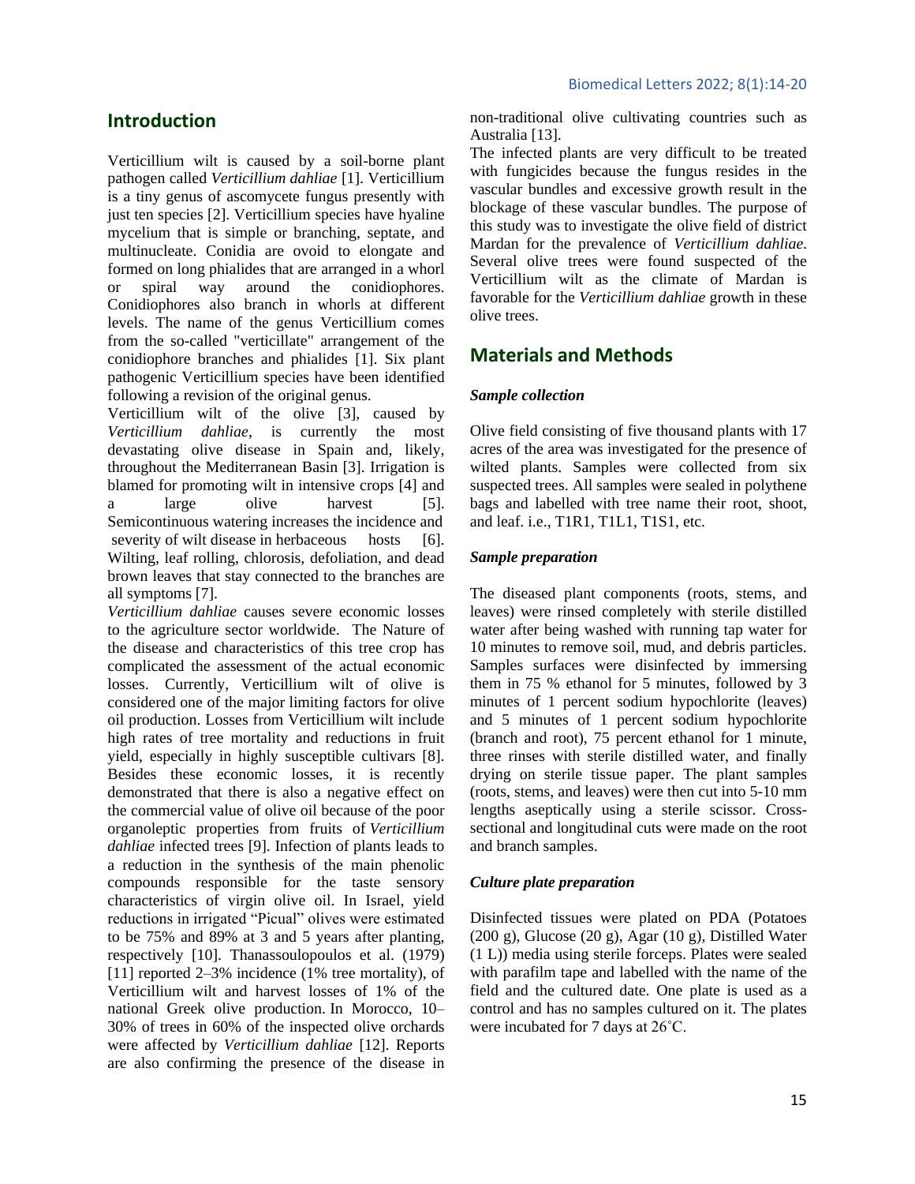## Introduction

Verticillium wilt is caused by a soil-borne plant pathogen called *Verticillium dahliae* [1]. Verticillium is a tiny genus of ascomycete fungus presently with just ten species [2]. Verticillium species have hyaline mycelium that is simple or branching, septate, and multinucleate. Conidia are ovoid to elongate and formed on long phialides that are arranged in a whorl or spiral way around the conidiophores. Conidiophores also branch in whorls at different levels. The name of the genus Verticillium comes from the so-called "verticillate" arrangement of the conidiophore branches and phialides [1]. Six plant pathogenic Verticillium species have been identified following a revision of the original genus.

Verticillium wilt of the olive [3], caused by *Verticillium dahliae*, is currently the most devastating olive disease in Spain and, likely, throughout the Mediterranean Basin [3]. Irrigation is blamed for promoting wilt in intensive crops [4] and a large olive harvest [5]. Semicontinuous watering increases the incidence and severity of wilt disease in herbaceous hosts [6]. Wilting, leaf rolling, chlorosis, defoliation, and dead brown leaves that stay connected to the branches are all symptoms [7].

*Verticillium dahliae* causes severe economic losses to the agriculture sector worldwide. The Nature of the disease and characteristics of this tree crop has complicated the assessment of the actual economic losses. Currently, Verticillium wilt of olive is considered one of the major limiting factors for olive oil production. Losses from Verticillium wilt include high rates of tree mortality and reductions in fruit yield, especially in highly susceptible cultivars [8]. Besides these economic losses, it is recently demonstrated that there is also a negative effect on the commercial value of olive oil because of the poor organoleptic properties from fruits of *Verticillium dahliae* infected trees [9]. Infection of plants leads to a reduction in the synthesis of the main phenolic compounds responsible for the taste sensory characteristics of virgin olive oil. In Israel, yield reductions in irrigated "Picual" olives were estimated to be 75% and 89% at 3 and 5 years after planting, respectively [10]. Thanassoulopoulos et al. (1979) [11] reported 2–3% incidence (1% tree mortality), of Verticillium wilt and harvest losses of 1% of the national Greek olive production. In Morocco, 10–30% of trees in 60% of the inspected olive orchards were affected by *Verticillium dahliae* [12]. Reports are also confirming the presence of the disease in non-traditional olive cultivating countries such as Australia [13].

The infected plants are very difficult to be treated with fungicides because the fungus resides in the vascular bundles and excessive growth result in the blockage of these vascular bundles. The purpose of this study was to investigate the olive field of district Mardan for the prevalence of *Verticillium dahliae.* Several olive trees were found suspected of the Verticillium wilt as the climate of Mardan is favorable for the *Verticillium dahliae* growth in these olive trees.

## Materials and Methods

### *Sample collection*

Olive field consisting of five thousand plants with 17 acres of the area was investigated for the presence of wilted plants. Samples were collected from six suspected trees. All samples were sealed in polythene bags and labelled with tree name their root, shoot, and leaf. i.e., T1R1, T1L1, T1S1, etc.

### *Sample preparation*

The diseased plant components (roots, stems, and leaves) were rinsed completely with sterile distilled water after being washed with running tap water for 10 minutes to remove soil, mud, and debris particles. Samples surfaces were disinfected by immersing them in 75 % ethanol for 5 minutes, followed by 3 minutes of 1 percent sodium hypochlorite (leaves) and 5 minutes of 1 percent sodium hypochlorite (branch and root), 75 percent ethanol for 1 minute, three rinses with sterile distilled water, and finally drying on sterile tissue paper. The plant samples (roots, stems, and leaves) were then cut into 5-10 mm lengths aseptically using a sterile scissor. Cross-sectional and longitudinal cuts were made on the root and branch samples.

### *Culture plate preparation*

Disinfected tissues were plated on PDA (Potatoes (200 g), Glucose (20 g), Agar (10 g), Distilled Water (1 L)) media using sterile forceps. Plates were sealed with parafilm tape and labelled with the name of the field and the cultured date. One plate is used as a control and has no samples cultured on it. The plates were incubated for 7 days at 26˚C.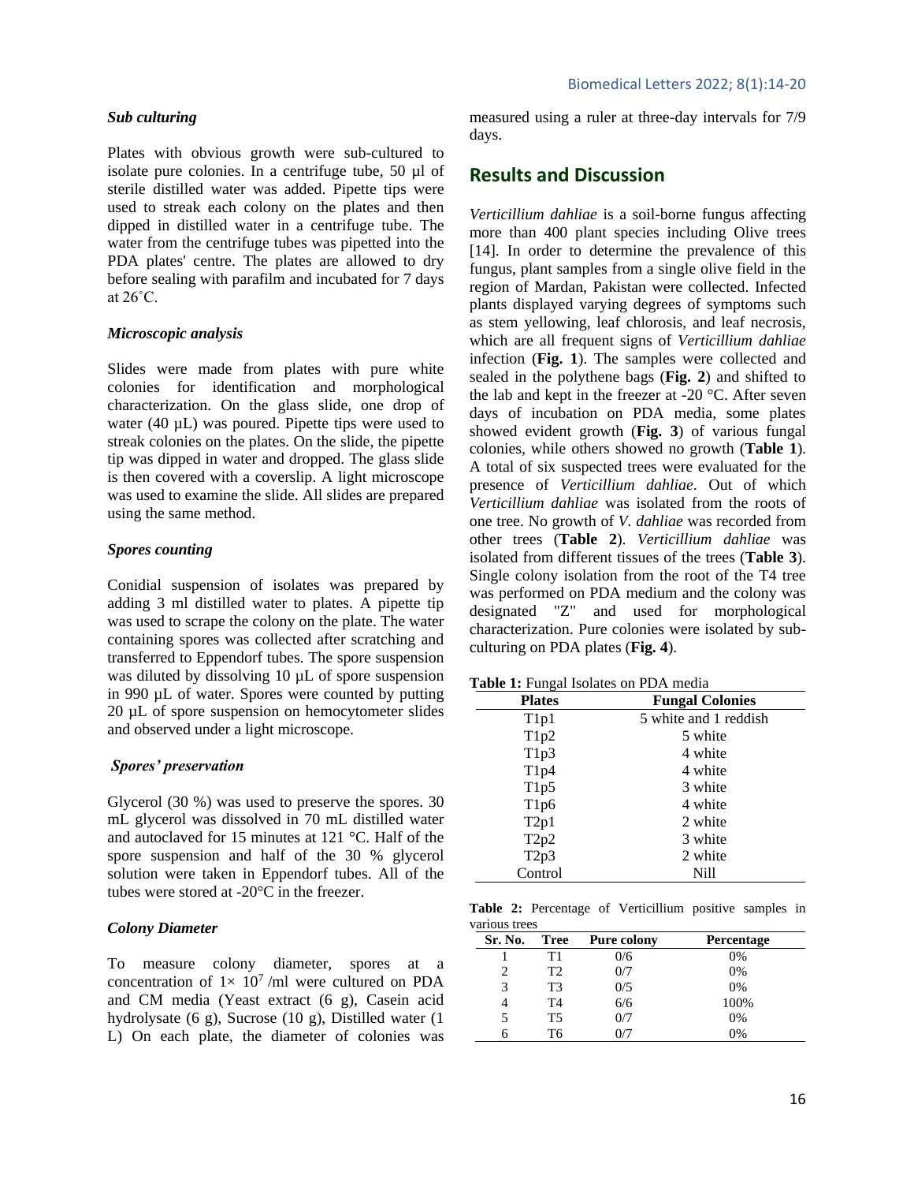### *Sub culturing*

Plates with obvious growth were sub-cultured to isolate pure colonies. In a centrifuge tube, 50 µl of sterile distilled water was added. Pipette tips were used to streak each colony on the plates and then dipped in distilled water in a centrifuge tube. The water from the centrifuge tubes was pipetted into the PDA plates' centre. The plates are allowed to dry before sealing with parafilm and incubated for 7 days at 26˚C.

### *Microscopic analysis*

Slides were made from plates with pure white colonies for identification and morphological characterization. On the glass slide, one drop of water (40 µL) was poured. Pipette tips were used to streak colonies on the plates. On the slide, the pipette tip was dipped in water and dropped. The glass slide is then covered with a coverslip. A light microscope was used to examine the slide. All slides are prepared using the same method.

### *Spores counting*

Conidial suspension of isolates was prepared by adding 3 ml distilled water to plates. A pipette tip was used to scrape the colony on the plate. The water containing spores was collected after scratching and transferred to Eppendorf tubes. The spore suspension was diluted by dissolving 10 µL of spore suspension in 990 µL of water. Spores were counted by putting 20 µL of spore suspension on hemocytometer slides and observed under a light microscope.

### *Spores' preservation*

Glycerol (30 %) was used to preserve the spores. 30 mL glycerol was dissolved in 70 mL distilled water and autoclaved for 15 minutes at 121 °C. Half of the spore suspension and half of the 30 % glycerol solution were taken in Eppendorf tubes. All of the tubes were stored at -20°C in the freezer.

### *Colony Diameter*

To measure colony diameter, spores at a concentration of $1\times 10^7$ /ml were cultured on PDA and CM media (Yeast extract (6 g), Casein acid hydrolysate (6 g), Sucrose (10 g), Distilled water (1 L) On each plate, the diameter of colonies was measured using a ruler at three-day intervals for 7/9 days.

## Results and Discussion

*Verticillium dahliae* is a soil-borne fungus affecting more than 400 plant species including Olive trees [14]. In order to determine the prevalence of this fungus, plant samples from a single olive field in the region of Mardan, Pakistan were collected. Infected plants displayed varying degrees of symptoms such as stem yellowing, leaf chlorosis, and leaf necrosis, which are all frequent signs of *Verticillium dahliae* infection (**Fig. 1**). The samples were collected and sealed in the polythene bags (**Fig. 2**) and shifted to the lab and kept in the freezer at -20 °C. After seven days of incubation on PDA media, some plates showed evident growth (**Fig. 3**) of various fungal colonies, while others showed no growth (**Table 1**). A total of six suspected trees were evaluated for the presence of *Verticillium dahliae*. Out of which *Verticillium dahliae* was isolated from the roots of one tree. No growth of *V. dahliae* was recorded from other trees (**Table 2**). *Verticillium dahliae* was isolated from different tissues of the trees (**Table 3**). Single colony isolation from the root of the T4 tree was performed on PDA medium and the colony was designated "Z" and used for morphological characterization. Pure colonies were isolated by sub-culturing on PDA plates (**Fig. 4**).

**Table 1:** Fungal Isolates on PDA media

| Plates | Fungal Colonies |
|---|---|
| T1p1 | 5 white and 1 reddish |
| T1p2 | 5 white |
| T1p3 | 4 white |
| T1p4 | 4 white |
| T1p5 | 3 white |
| T1p6 | 4 white |
| T2p1 | 2 white |
| T2p2 | 3 white |
| T2p3 | 2 white |
| Control | Nill |

**Table 2:** Percentage of Verticillium positive samples in various trees

| Sr. No. | Tree | Pure colony | Percentage |
|---|---|---|---|
| 1 | T1 | 0/6 | 0% |
| 2 | T2 | 0/7 | 0% |
| 3 | T3 | 0/5 | 0% |
| 4 | T4 | 6/6 | 100% |
| 5 | T5 | 0/7 | 0% |
| 6 | T6 | 0/7 | 0% |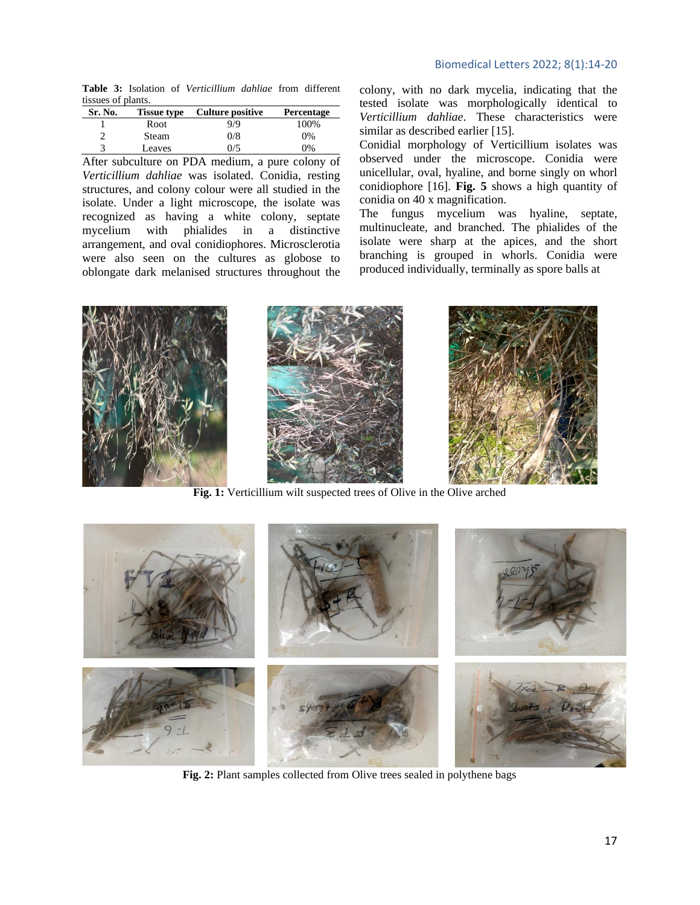**Table 3:** Isolation of *Verticillium dahliae* from different tissues of plants.

| Sr. No. | Tissue type | Culture positive | Percentage |
|---|---|---|---|
| 1 | Root | 9/9 | 100% |
| 2 | Steam | 0/8 | 0% |
| 3 | Leaves | 0/5 | 0% |

After subculture on PDA medium, a pure colony of *Verticillium dahliae* was isolated. Conidia, resting structures, and colony colour were all studied in the isolate. Under a light microscope, the isolate was recognized as having a white colony, septate mycelium with phialides in a distinctive arrangement, and oval conidiophores. Microsclerotia were also seen on the cultures as globose to oblongate dark melanised structures throughout the colony, with no dark mycelia, indicating that the tested isolate was morphologically identical to *Verticillium dahliae*. These characteristics were similar as described earlier [15].

Conidial morphology of Verticillium isolates was observed under the microscope. Conidia were unicellular, oval, hyaline, and borne singly on whorl conidiophore [16]. **Fig. 5** shows a high quantity of conidia on 40 x magnification.

The fungus mycelium was hyaline, septate, multinucleate, and branched. The phialides of the isolate were sharp at the apices, and the short branching is grouped in whorls. Conidia were produced individually, terminally as spore balls at

**Fig. 1:** Verticillium wilt suspected trees of Olive in the Olive arched

**Fig. 2:** Plant samples collected from Olive trees sealed in polythene bags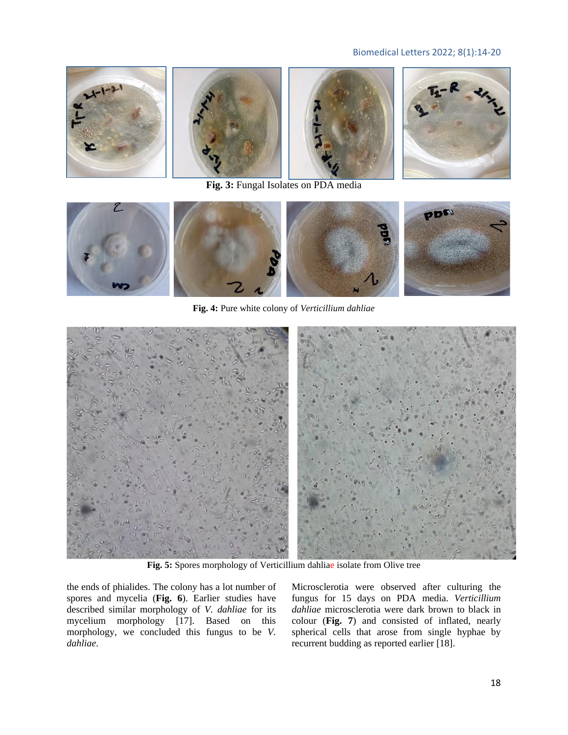**Fig. 3:** Fungal Isolates on PDA media

**Fig. 4:** Pure white colony of *Verticillium dahliae*

**Fig. 5:** Spores morphology of Verticillium dahliae isolate from Olive tree

the ends of phialides. The colony has a lot number of spores and mycelia (**Fig. 6**). Earlier studies have described similar morphology of *V. dahliae* for its mycelium morphology [17]. Based on this morphology, we concluded this fungus to be *V. dahliae*.

Microsclerotia were observed after culturing the fungus for 15 days on PDA media. *Verticillium dahliae* microsclerotia were dark brown to black in colour (**Fig. 7**) and consisted of inflated, nearly spherical cells that arose from single hyphae by recurrent budding as reported earlier [18].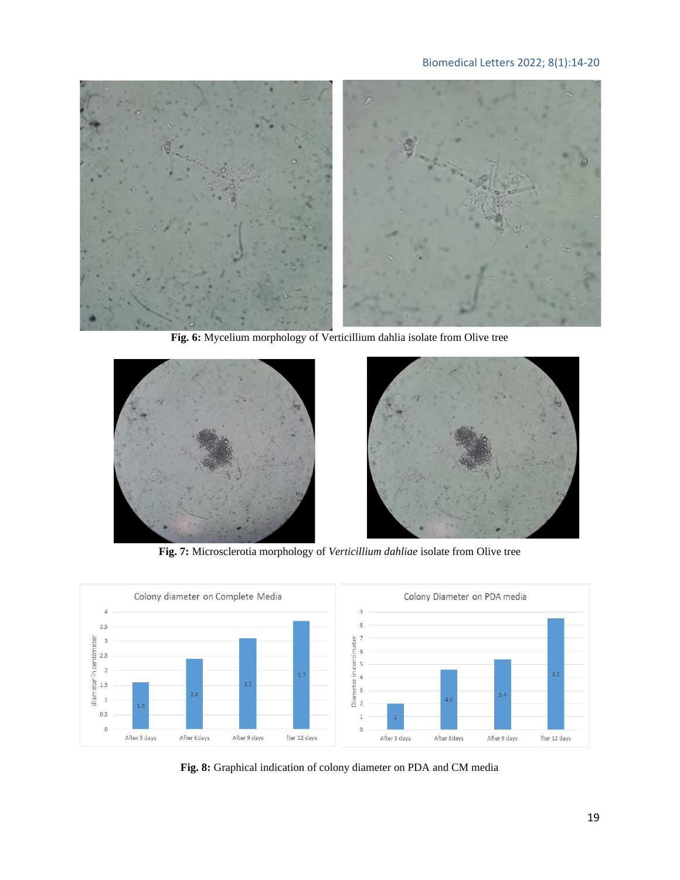**Fig. 6:** Mycelium morphology of Verticillium dahlia isolate from Olive tree

**Fig. 7:** Microsclerotia morphology of *Verticillium dahliae* isolate from Olive tree

**Fig. 8:** Graphical indication of colony diameter on PDA and CM media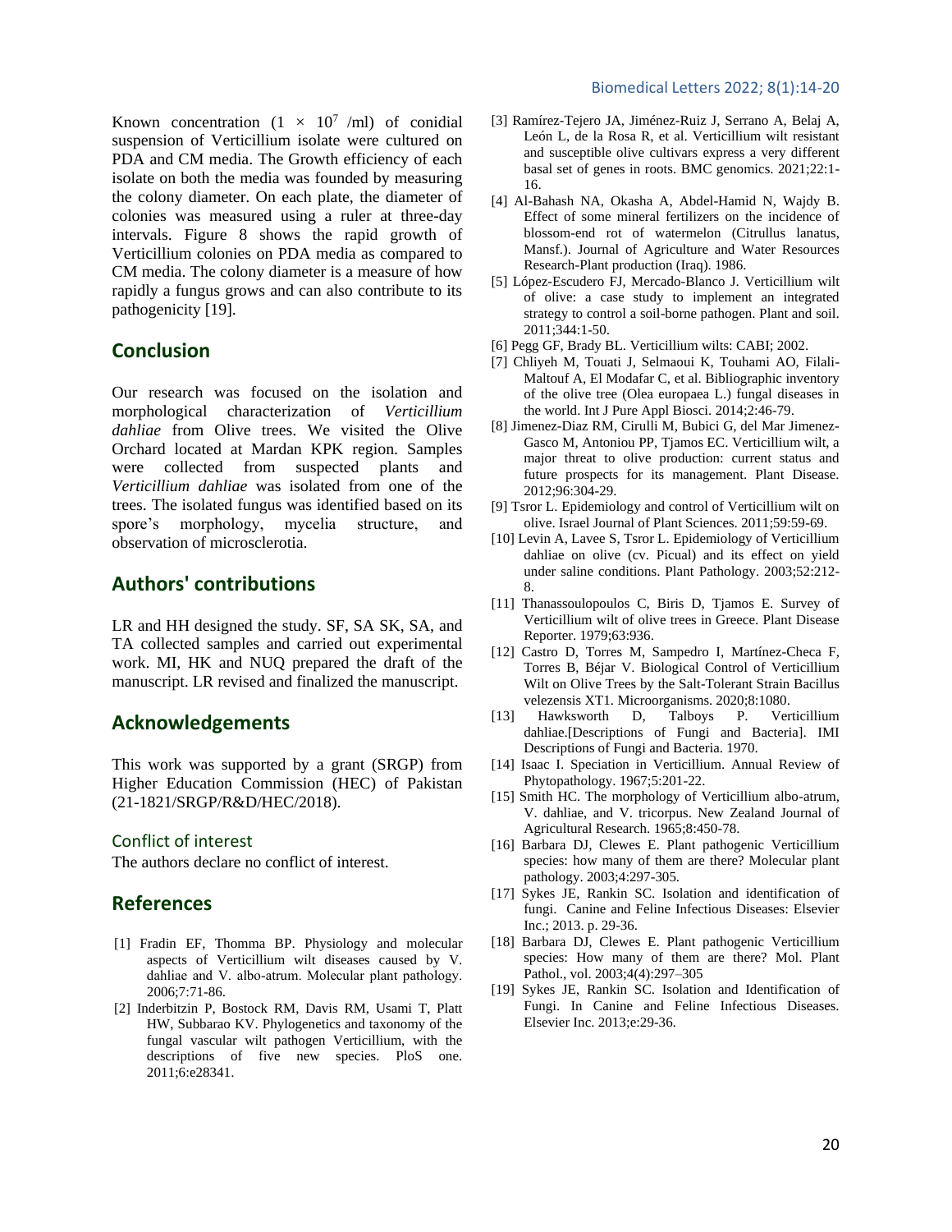Known concentration ($1 \times 10^7$ /ml) of conidial suspension of Verticillium isolate were cultured on PDA and CM media. The Growth efficiency of each isolate on both the media was founded by measuring the colony diameter. On each plate, the diameter of colonies was measured using a ruler at three-day intervals. Figure 8 shows the rapid growth of Verticillium colonies on PDA media as compared to CM media. The colony diameter is a measure of how rapidly a fungus grows and can also contribute to its pathogenicity [19].

## Conclusion

Our research was focused on the isolation and morphological characterization of *Verticillium dahliae* from Olive trees. We visited the Olive Orchard located at Mardan KPK region. Samples were collected from suspected plants and *Verticillium dahliae* was isolated from one of the trees. The isolated fungus was identified based on its spore's morphology, mycelia structure, and observation of microsclerotia.

## Authors' contributions

LR and HH designed the study. SF, SA SK, SA, and TA collected samples and carried out experimental work. MI, HK and NUQ prepared the draft of the manuscript. LR revised and finalized the manuscript.

## Acknowledgements

This work was supported by a grant (SRGP) from Higher Education Commission (HEC) of Pakistan (21-1821/SRGP/R&D/HEC/2018).

### Conflict of interest

The authors declare no conflict of interest.

## References

[1] Fradin EF, Thomma BP. Physiology and molecular aspects of Verticillium wilt diseases caused by V. dahliae and V. albo-atrum. Molecular plant pathology. 2006;7:71-86.

[2] Inderbitzin P, Bostock RM, Davis RM, Usami T, Platt HW, Subbarao KV. Phylogenetics and taxonomy of the fungal vascular wilt pathogen Verticillium, with the descriptions of five new species. PloS one. 2011;6:e28341.

[3] Ramírez-Tejero JA, Jiménez-Ruiz J, Serrano A, Belaj A, León L, de la Rosa R, et al. Verticillium wilt resistant and susceptible olive cultivars express a very different basal set of genes in roots. BMC genomics. 2021;22:1-16.

[4] Al-Bahash NA, Okasha A, Abdel-Hamid N, Wajdy B. Effect of some mineral fertilizers on the incidence of blossom-end rot of watermelon (Citrullus lanatus, Mansf.). Journal of Agriculture and Water Resources Research-Plant production (Iraq). 1986.

[5] López-Escudero FJ, Mercado-Blanco J. Verticillium wilt of olive: a case study to implement an integrated strategy to control a soil-borne pathogen. Plant and soil. 2011;344:1-50.

[6] Pegg GF, Brady BL. Verticillium wilts: CABI; 2002.

[7] Chliyeh M, Touati J, Selmaoui K, Touhami AO, Filali-Maltouf A, El Modafar C, et al. Bibliographic inventory of the olive tree (Olea europaea L.) fungal diseases in the world. Int J Pure Appl Biosci. 2014;2:46-79.

[8] Jimenez-Diaz RM, Cirulli M, Bubici G, del Mar Jimenez-Gasco M, Antoniou PP, Tjamos EC. Verticillium wilt, a major threat to olive production: current status and future prospects for its management. Plant Disease. 2012;96:304-29.

[9] Tsror L. Epidemiology and control of Verticillium wilt on olive. Israel Journal of Plant Sciences. 2011;59:59-69.

[10] Levin A, Lavee S, Tsror L. Epidemiology of Verticillium dahliae on olive (cv. Picual) and its effect on yield under saline conditions. Plant Pathology. 2003;52:212-8.

[11] Thanassoulopoulos C, Biris D, Tjamos E. Survey of Verticillium wilt of olive trees in Greece. Plant Disease Reporter. 1979;63:936.

[12] Castro D, Torres M, Sampedro I, Martínez-Checa F, Torres B, Béjar V. Biological Control of Verticillium Wilt on Olive Trees by the Salt-Tolerant Strain Bacillus velezensis XT1. Microorganisms. 2020;8:1080.

[13] Hawksworth D, Talboys P. Verticillium dahliae.[Descriptions of Fungi and Bacteria]. IMI Descriptions of Fungi and Bacteria. 1970.

[14] Isaac I. Speciation in Verticillium. Annual Review of Phytopathology. 1967;5:201-22.

[15] Smith HC. The morphology of Verticillium albo-atrum, V. dahliae, and V. tricorpus. New Zealand Journal of Agricultural Research. 1965;8:450-78.

[16] Barbara DJ, Clewes E. Plant pathogenic Verticillium species: how many of them are there? Molecular plant pathology. 2003;4:297-305.

[17] Sykes JE, Rankin SC. Isolation and identification of fungi. Canine and Feline Infectious Diseases: Elsevier Inc.; 2013. p. 29-36.

[18] Barbara DJ, Clewes E. Plant pathogenic Verticillium species: How many of them are there? Mol. Plant Pathol., vol. 2003;4(4):297–305

[19] Sykes JE, Rankin SC. Isolation and Identification of Fungi. In Canine and Feline Infectious Diseases. Elsevier Inc. 2013;e:29-36.